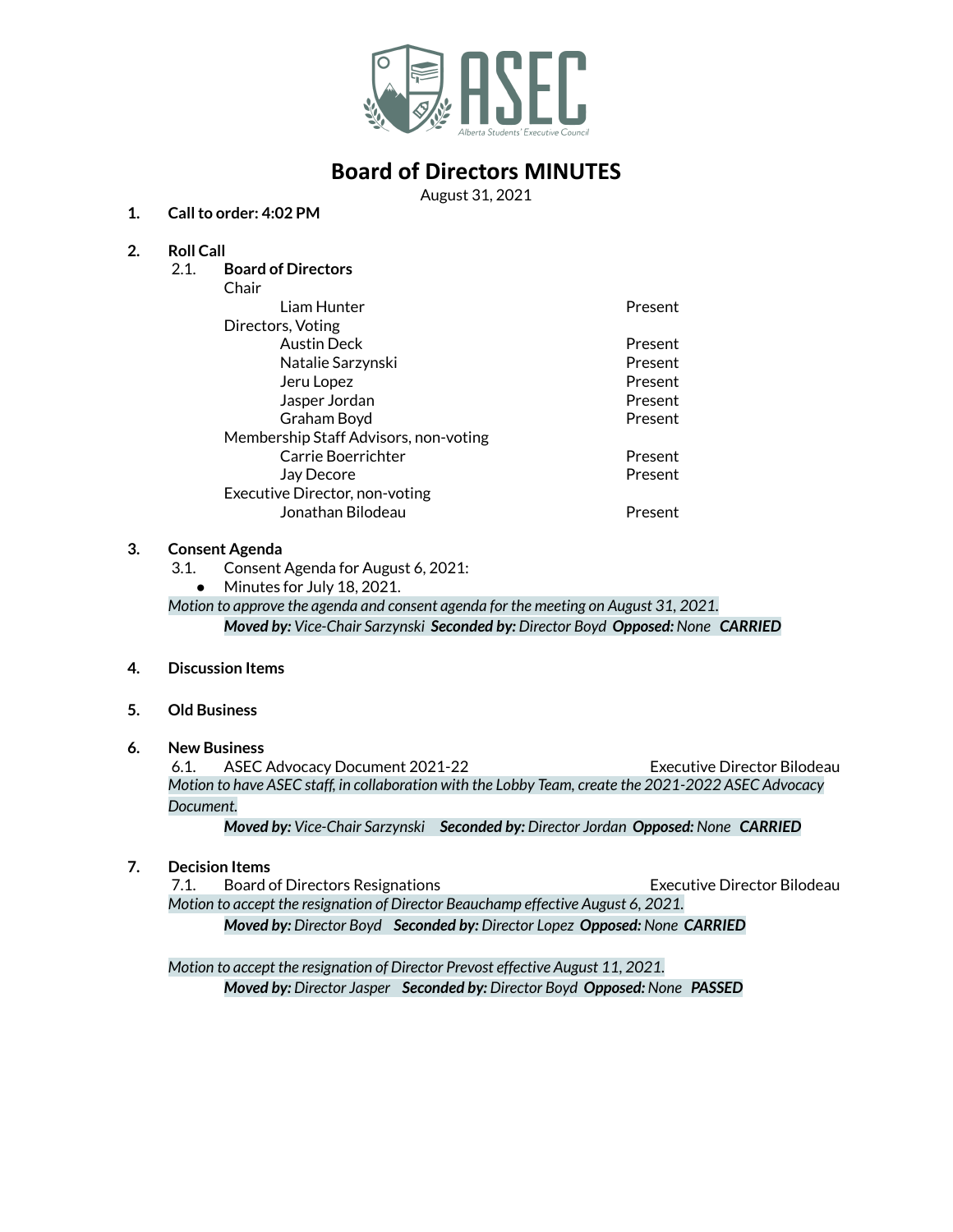ASEC

Alberta Students' Executive Council

# Board of Directors MINUTES

August 31, 2021

1. **Call to order: 4:02 PM**

2. **Roll Call**

   2.1. **Board of Directors**

| | |
|---|---|
| Chair | |
| Liam Hunter | Present |
| Directors, Voting | |
| Austin Deck | Present |
| Natalie Sarzynski | Present |
| Jeru Lopez | Present |
| Jasper Jordan | Present |
| Graham Boyd | Present |
| Membership Staff Advisors, non-voting | |
| Carrie Boerrichter | Present |
| Jay Decore | Present |
| Executive Director, non-voting | |
| Jonathan Bilodeau | Present |

3. **Consent Agenda**

   3.1. Consent Agenda for August 6, 2021:

   - Minutes for July 18, 2021.

   *Motion to approve the agenda and consent agenda for the meeting on August 31, 2021.*

   ***Moved by:** Vice-Chair Sarzynski **Seconded by:** Director Boyd **Opposed:** None **CARRIED***

4. **Discussion Items**

5. **Old Business**

6. **New Business**

   6.1. ASEC Advocacy Document 2021-22 — Executive Director Bilodeau

   *Motion to have ASEC staff, in collaboration with the Lobby Team, create the 2021-2022 ASEC Advocacy Document.*

   ***Moved by:** Vice-Chair Sarzynski **Seconded by:** Director Jordan **Opposed:** None **CARRIED***

7. **Decision Items**

   7.1. Board of Directors Resignations — Executive Director Bilodeau

   *Motion to accept the resignation of Director Beauchamp effective August 6, 2021.*

   ***Moved by:** Director Boyd **Seconded by:** Director Lopez **Opposed:** None **CARRIED***

   *Motion to accept the resignation of Director Prevost effective August 11, 2021.*

   ***Moved by:** Director Jasper **Seconded by:** Director Boyd **Opposed:** None **PASSED***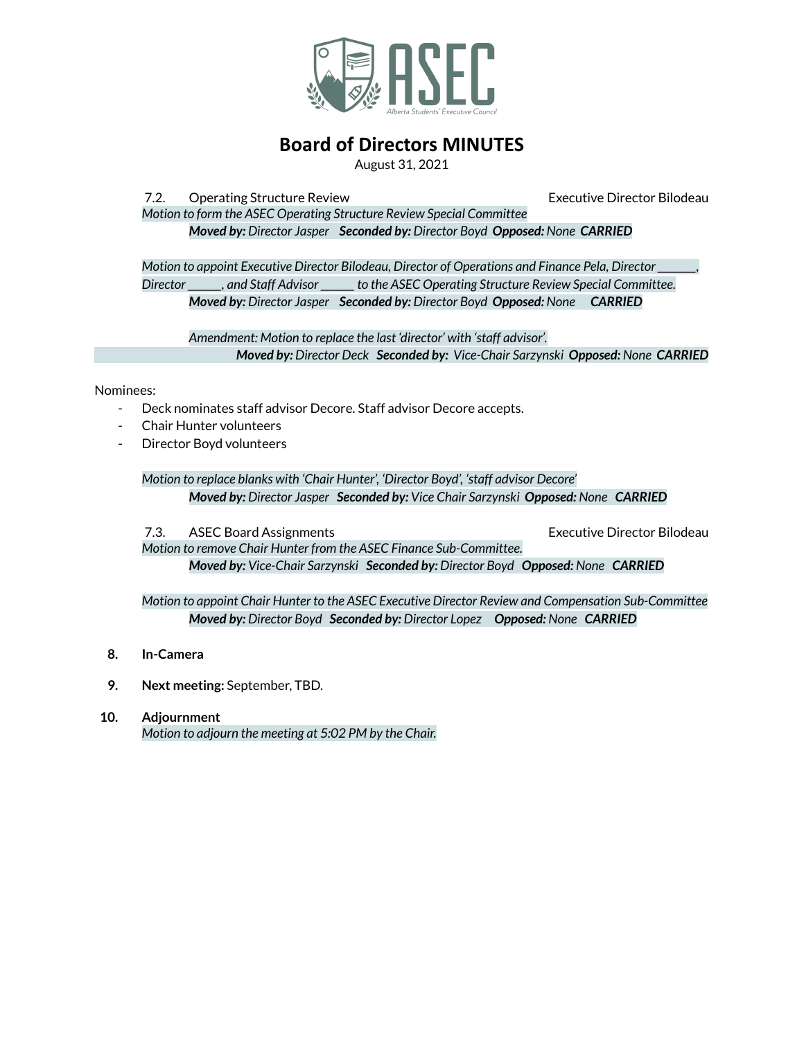# Board of Directors MINUTES

August 31, 2021

7.2. Operating Structure Review — Executive Director Bilodeau

*Motion to form the ASEC Operating Structure Review Special Committee*

***Moved by:** Director Jasper* ***Seconded by:** Director Boyd* ***Opposed:** None* ***CARRIED***

*Motion to appoint Executive Director Bilodeau, Director of Operations and Finance Pela, Director ______, Director _____, and Staff Advisor _____ to the ASEC Operating Structure Review Special Committee.*

***Moved by:** Director Jasper* ***Seconded by:** Director Boyd* ***Opposed:** None* ***CARRIED***

*Amendment: Motion to replace the last 'director' with 'staff advisor'.*

***Moved by:** Director Deck* ***Seconded by:** Vice-Chair Sarzynski* ***Opposed:** None* ***CARRIED***

Nominees:

- Deck nominates staff advisor Decore. Staff advisor Decore accepts.
- Chair Hunter volunteers
- Director Boyd volunteers

*Motion to replace blanks with 'Chair Hunter', 'Director Boyd', 'staff advisor Decore'*

***Moved by:** Director Jasper* ***Seconded by:** Vice Chair Sarzynski* ***Opposed:** None* ***CARRIED***

7.3. ASEC Board Assignments — Executive Director Bilodeau

*Motion to remove Chair Hunter from the ASEC Finance Sub-Committee.*

***Moved by:** Vice-Chair Sarzynski* ***Seconded by:** Director Boyd* ***Opposed:** None* ***CARRIED***

*Motion to appoint Chair Hunter to the ASEC Executive Director Review and Compensation Sub-Committee*

***Moved by:** Director Boyd* ***Seconded by:** Director Lopez* ***Opposed:** None* ***CARRIED***

8. **In-Camera**

9. **Next meeting:** September, TBD.

10. **Adjournment**

    *Motion to adjourn the meeting at 5:02 PM by the Chair.*